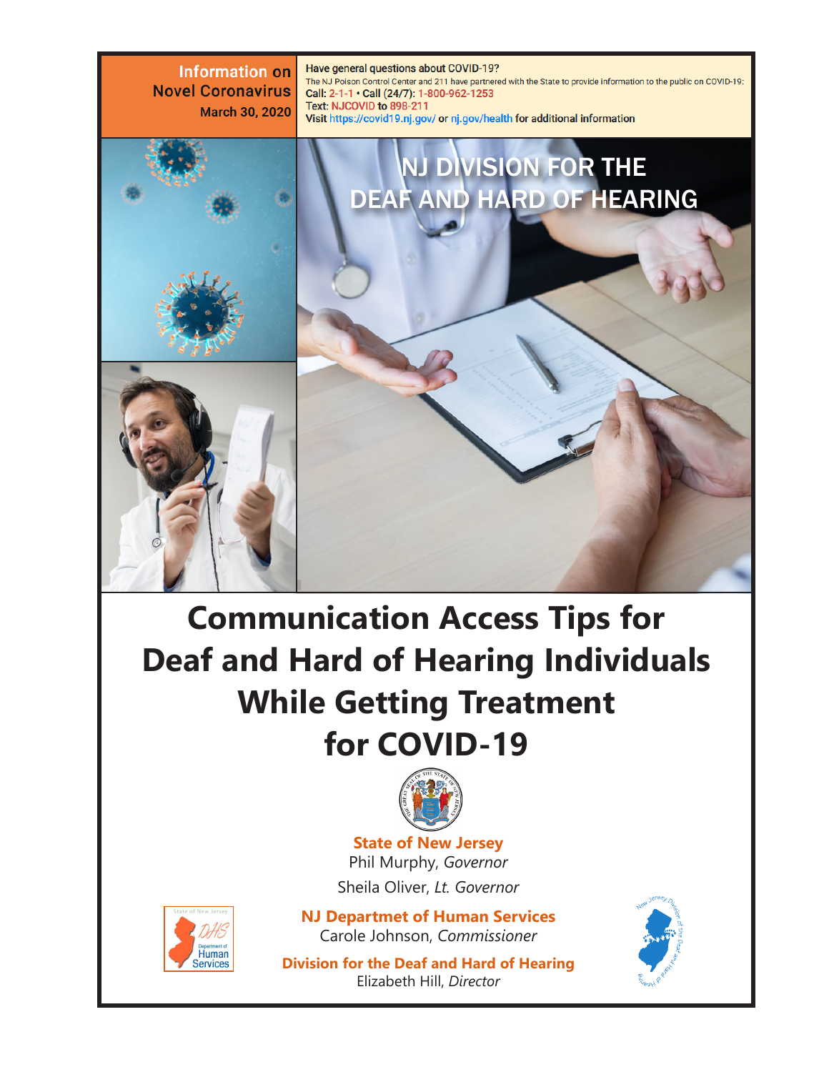**Information on Novel Coronavirus**
**March 30, 2020**

**Have general questions about COVID-19?**
The NJ Poison Control Center and 211 have partnered with the State to provide information to the public on COVID-19:
Call: 2-1-1 • Call (24/7): 1-800-962-1253
Text: NJCOVID to 898-211
Visit https://covid19.nj.gov/ or nj.gov/health for additional information

NJ DIVISION FOR THE DEAF AND HARD OF HEARING

# Communication Access Tips for Deaf and Hard of Hearing Individuals While Getting Treatment for COVID-19

**State of New Jersey**
Phil Murphy, *Governor*
Sheila Oliver, *Lt. Governor*

**NJ Departmet of Human Services**
Carole Johnson, *Commissioner*

**Division for the Deaf and Hard of Hearing**
Elizabeth Hill, *Director*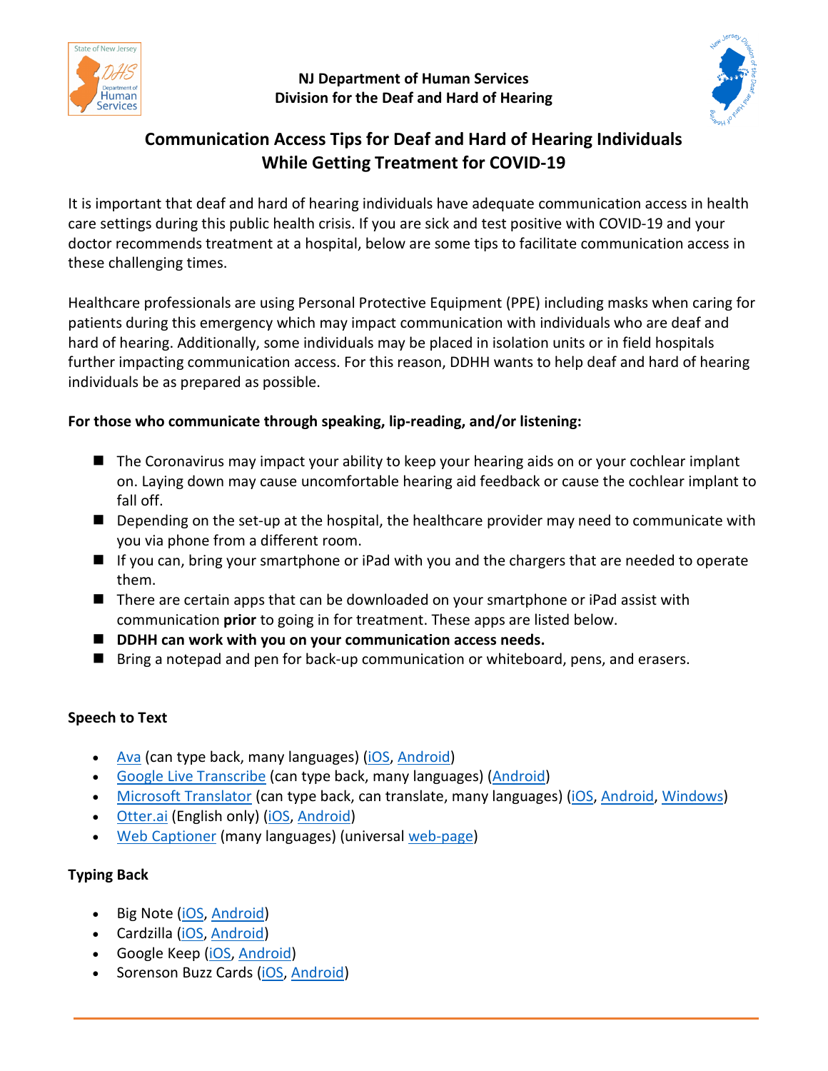NJ Department of Human Services
Division for the Deaf and Hard of Hearing

# Communication Access Tips for Deaf and Hard of Hearing Individuals While Getting Treatment for COVID-19

It is important that deaf and hard of hearing individuals have adequate communication access in health care settings during this public health crisis. If you are sick and test positive with COVID-19 and your doctor recommends treatment at a hospital, below are some tips to facilitate communication access in these challenging times.

Healthcare professionals are using Personal Protective Equipment (PPE) including masks when caring for patients during this emergency which may impact communication with individuals who are deaf and hard of hearing. Additionally, some individuals may be placed in isolation units or in field hospitals further impacting communication access. For this reason, DDHH wants to help deaf and hard of hearing individuals be as prepared as possible.

**For those who communicate through speaking, lip-reading, and/or listening:**

- The Coronavirus may impact your ability to keep your hearing aids on or your cochlear implant on. Laying down may cause uncomfortable hearing aid feedback or cause the cochlear implant to fall off.
- Depending on the set-up at the hospital, the healthcare provider may need to communicate with you via phone from a different room.
- If you can, bring your smartphone or iPad with you and the chargers that are needed to operate them.
- There are certain apps that can be downloaded on your smartphone or iPad assist with communication **prior** to going in for treatment. These apps are listed below.
- **DDHH can work with you on your communication access needs.**
- Bring a notepad and pen for back-up communication or whiteboard, pens, and erasers.

**Speech to Text**

- Ava (can type back, many languages) (iOS, Android)
- Google Live Transcribe (can type back, many languages) (Android)
- Microsoft Translator (can type back, can translate, many languages) (iOS, Android, Windows)
- Otter.ai (English only) (iOS, Android)
- Web Captioner (many languages) (universal web-page)

**Typing Back**

- Big Note (iOS, Android)
- Cardzilla (iOS, Android)
- Google Keep (iOS, Android)
- Sorenson Buzz Cards (iOS, Android)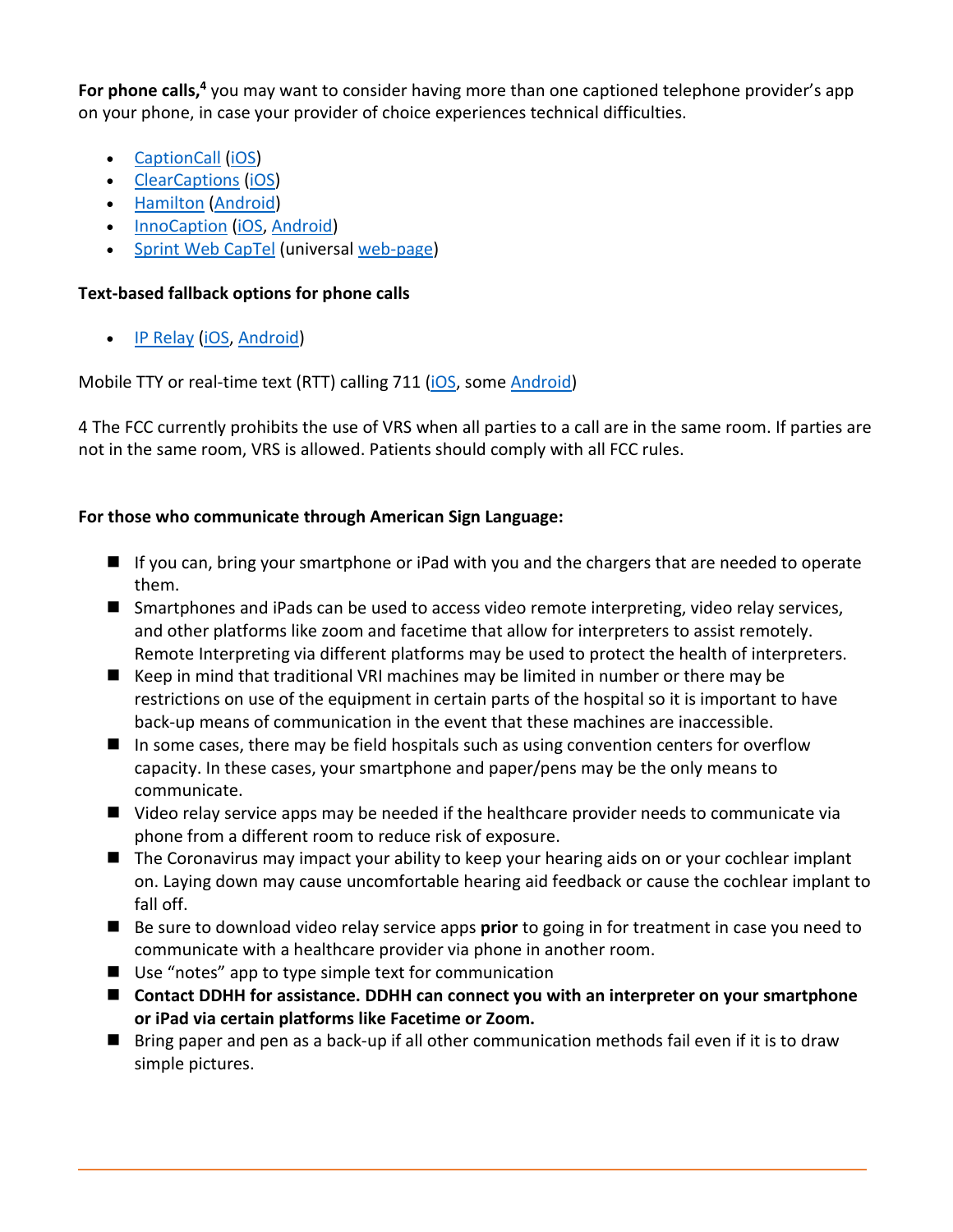**For phone calls,**[4] you may want to consider having more than one captioned telephone provider's app on your phone, in case your provider of choice experiences technical difficulties.

- CaptionCall (iOS)
- ClearCaptions (iOS)
- Hamilton (Android)
- InnoCaption (iOS, Android)
- Sprint Web CapTel (universal web-page)

**Text-based fallback options for phone calls**

- IP Relay (iOS, Android)

Mobile TTY or real-time text (RTT) calling 711 (iOS, some Android)

4 The FCC currently prohibits the use of VRS when all parties to a call are in the same room. If parties are not in the same room, VRS is allowed. Patients should comply with all FCC rules.

**For those who communicate through American Sign Language:**

- If you can, bring your smartphone or iPad with you and the chargers that are needed to operate them.
- Smartphones and iPads can be used to access video remote interpreting, video relay services, and other platforms like zoom and facetime that allow for interpreters to assist remotely. Remote Interpreting via different platforms may be used to protect the health of interpreters.
- Keep in mind that traditional VRI machines may be limited in number or there may be restrictions on use of the equipment in certain parts of the hospital so it is important to have back-up means of communication in the event that these machines are inaccessible.
- In some cases, there may be field hospitals such as using convention centers for overflow capacity. In these cases, your smartphone and paper/pens may be the only means to communicate.
- Video relay service apps may be needed if the healthcare provider needs to communicate via phone from a different room to reduce risk of exposure.
- The Coronavirus may impact your ability to keep your hearing aids on or your cochlear implant on. Laying down may cause uncomfortable hearing aid feedback or cause the cochlear implant to fall off.
- Be sure to download video relay service apps **prior** to going in for treatment in case you need to communicate with a healthcare provider via phone in another room.
- Use "notes" app to type simple text for communication
- **Contact DDHH for assistance. DDHH can connect you with an interpreter on your smartphone or iPad via certain platforms like Facetime or Zoom.**
- Bring paper and pen as a back-up if all other communication methods fail even if it is to draw simple pictures.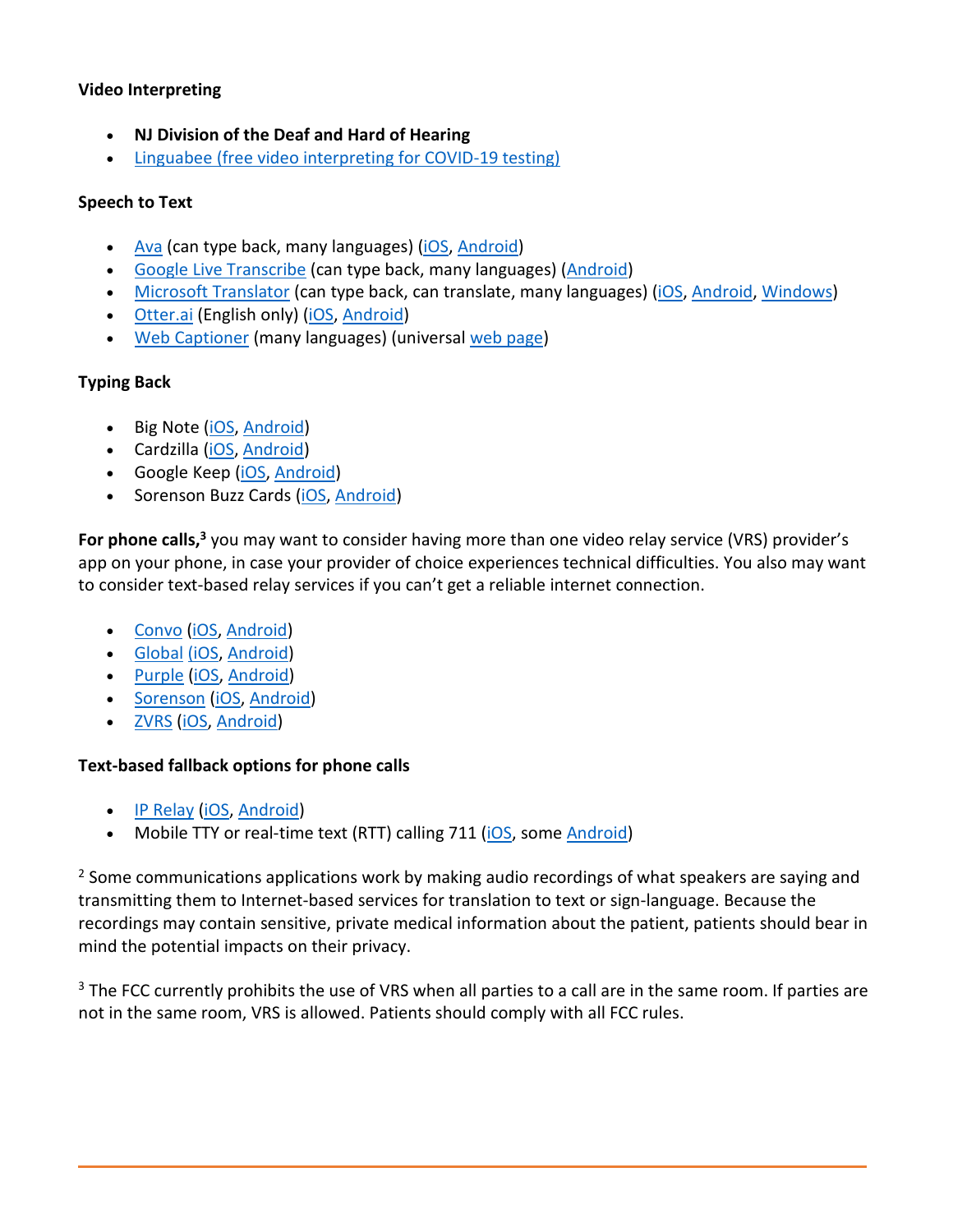**Video Interpreting**

- **NJ Division of the Deaf and Hard of Hearing**
- Linguabee (free video interpreting for COVID-19 testing)

**Speech to Text**

- Ava (can type back, many languages) (iOS, Android)
- Google Live Transcribe (can type back, many languages) (Android)
- Microsoft Translator (can type back, can translate, many languages) (iOS, Android, Windows)
- Otter.ai (English only) (iOS, Android)
- Web Captioner (many languages) (universal web page)

**Typing Back**

- Big Note (iOS, Android)
- Cardzilla (iOS, Android)
- Google Keep (iOS, Android)
- Sorenson Buzz Cards (iOS, Android)

**For phone calls,**[3] you may want to consider having more than one video relay service (VRS) provider's app on your phone, in case your provider of choice experiences technical difficulties. You also may want to consider text-based relay services if you can't get a reliable internet connection.

- Convo (iOS, Android)
- Global (iOS, Android)
- Purple (iOS, Android)
- Sorenson (iOS, Android)
- ZVRS (iOS, Android)

**Text-based fallback options for phone calls**

- IP Relay (iOS, Android)
- Mobile TTY or real-time text (RTT) calling 711 (iOS, some Android)

[2] Some communications applications work by making audio recordings of what speakers are saying and transmitting them to Internet-based services for translation to text or sign-language. Because the recordings may contain sensitive, private medical information about the patient, patients should bear in mind the potential impacts on their privacy.

[3] The FCC currently prohibits the use of VRS when all parties to a call are in the same room. If parties are not in the same room, VRS is allowed. Patients should comply with all FCC rules.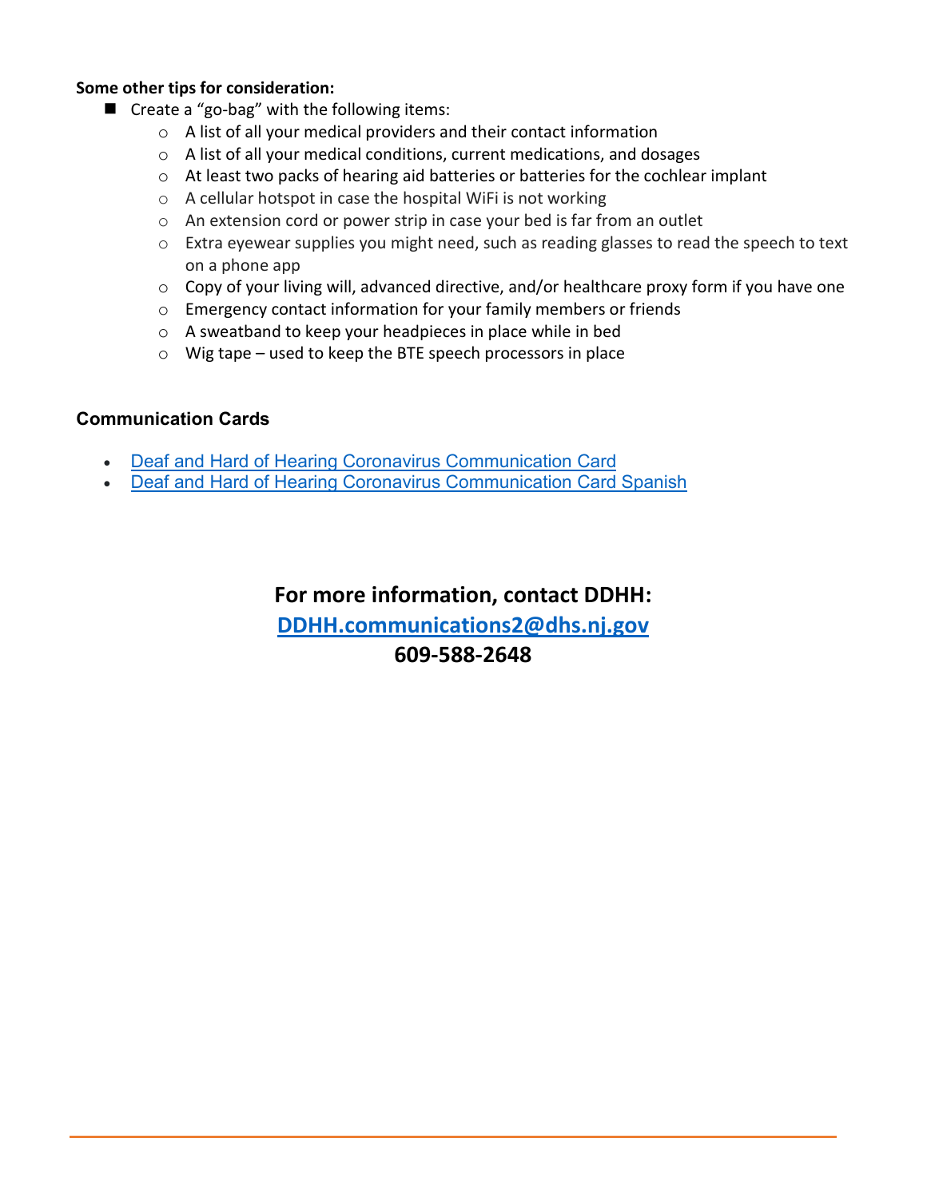**Some other tips for consideration:**

- Create a "go-bag" with the following items:
  - A list of all your medical providers and their contact information
  - A list of all your medical conditions, current medications, and dosages
  - At least two packs of hearing aid batteries or batteries for the cochlear implant
  - A cellular hotspot in case the hospital WiFi is not working
  - An extension cord or power strip in case your bed is far from an outlet
  - Extra eyewear supplies you might need, such as reading glasses to read the speech to text on a phone app
  - Copy of your living will, advanced directive, and/or healthcare proxy form if you have one
  - Emergency contact information for your family members or friends
  - A sweatband to keep your headpieces in place while in bed
  - Wig tape – used to keep the BTE speech processors in place

## Communication Cards

- Deaf and Hard of Hearing Coronavirus Communication Card
- Deaf and Hard of Hearing Coronavirus Communication Card Spanish

**For more information, contact DDHH:**

**DDHH.communications2@dhs.nj.gov**

**609-588-2648**